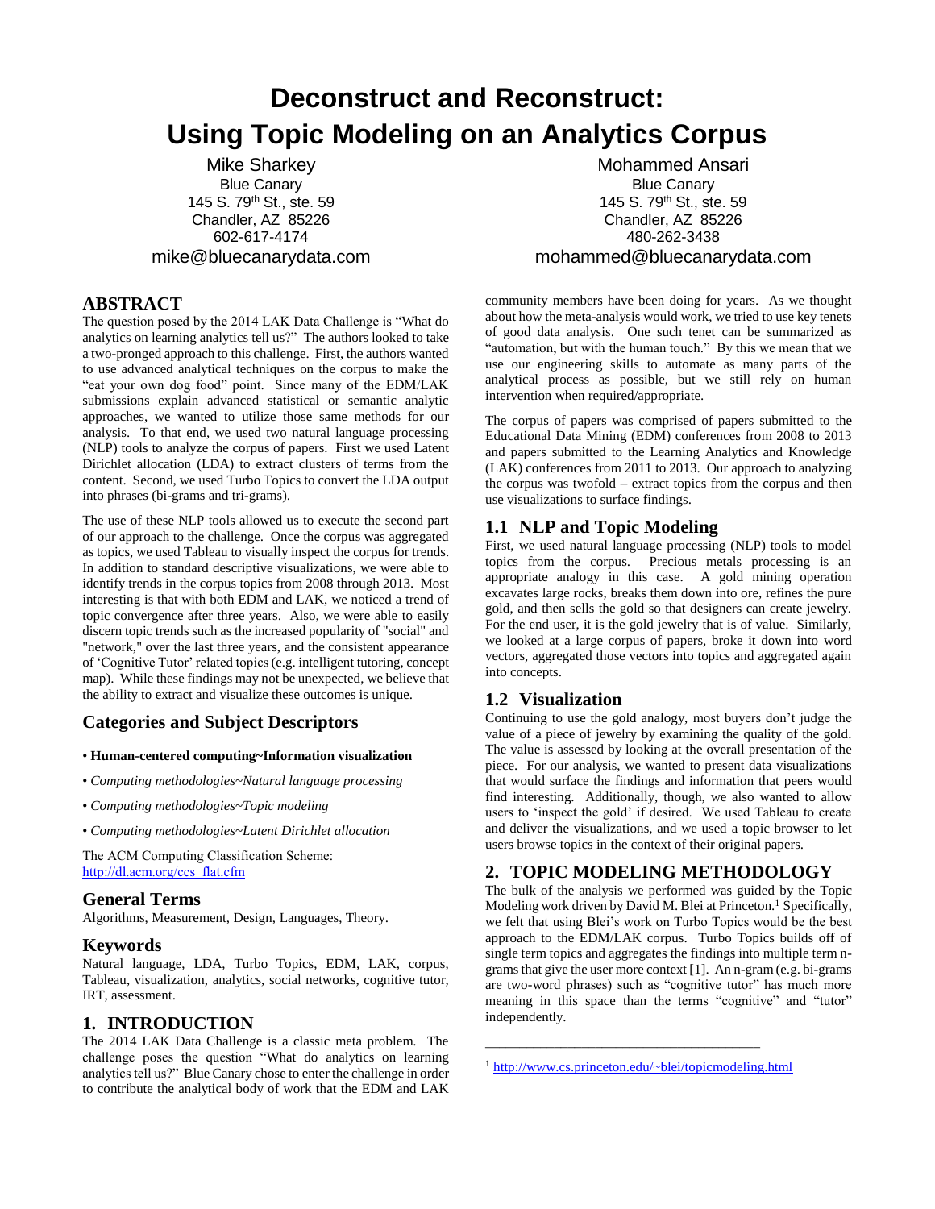# Deconstruct and Reconstruct: Using Topic Modeling on an Analytics Corpus

Mike Sharkey
Blue Canary
145 S. 79th St., ste. 59
Chandler, AZ 85226
602-617-4174
mike@bluecanarydata.com

Mohammed Ansari
Blue Canary
145 S. 79th St., ste. 59
Chandler, AZ 85226
480-262-3438
mohammed@bluecanarydata.com

## ABSTRACT

The question posed by the 2014 LAK Data Challenge is "What do analytics on learning analytics tell us?" The authors looked to take a two-pronged approach to this challenge. First, the authors wanted to use advanced analytical techniques on the corpus to make the "eat your own dog food" point. Since many of the EDM/LAK submissions explain advanced statistical or semantic analytic approaches, we wanted to utilize those same methods for our analysis. To that end, we used two natural language processing (NLP) tools to analyze the corpus of papers. First we used Latent Dirichlet allocation (LDA) to extract clusters of terms from the content. Second, we used Turbo Topics to convert the LDA output into phrases (bi-grams and tri-grams).

The use of these NLP tools allowed us to execute the second part of our approach to the challenge. Once the corpus was aggregated as topics, we used Tableau to visually inspect the corpus for trends. In addition to standard descriptive visualizations, we were able to identify trends in the corpus topics from 2008 through 2013. Most interesting is that with both EDM and LAK, we noticed a trend of topic convergence after three years. Also, we were able to easily discern topic trends such as the increased popularity of "social" and "network," over the last three years, and the consistent appearance of 'Cognitive Tutor' related topics (e.g. intelligent tutoring, concept map). While these findings may not be unexpected, we believe that the ability to extract and visualize these outcomes is unique.

## Categories and Subject Descriptors

- **Human-centered computing~Information visualization**
- *Computing methodologies~Natural language processing*
- *Computing methodologies~Topic modeling*
- *Computing methodologies~Latent Dirichlet allocation*

The ACM Computing Classification Scheme: http://dl.acm.org/ccs_flat.cfm

## General Terms

Algorithms, Measurement, Design, Languages, Theory.

## Keywords

Natural language, LDA, Turbo Topics, EDM, LAK, corpus, Tableau, visualization, analytics, social networks, cognitive tutor, IRT, assessment.

## 1. INTRODUCTION

The 2014 LAK Data Challenge is a classic meta problem. The challenge poses the question "What do analytics on learning analytics tell us?" Blue Canary chose to enter the challenge in order to contribute the analytical body of work that the EDM and LAK community members have been doing for years. As we thought about how the meta-analysis would work, we tried to use key tenets of good data analysis. One such tenet can be summarized as "automation, but with the human touch." By this we mean that we use our engineering skills to automate as many parts of the analytical process as possible, but we still rely on human intervention when required/appropriate.

The corpus of papers was comprised of papers submitted to the Educational Data Mining (EDM) conferences from 2008 to 2013 and papers submitted to the Learning Analytics and Knowledge (LAK) conferences from 2011 to 2013. Our approach to analyzing the corpus was twofold – extract topics from the corpus and then use visualizations to surface findings.

### 1.1 NLP and Topic Modeling

First, we used natural language processing (NLP) tools to model topics from the corpus. Precious metals processing is an appropriate analogy in this case. A gold mining operation excavates large rocks, breaks them down into ore, refines the pure gold, and then sells the gold so that designers can create jewelry. For the end user, it is the gold jewelry that is of value. Similarly, we looked at a large corpus of papers, broke it down into word vectors, aggregated those vectors into topics and aggregated again into concepts.

### 1.2 Visualization

Continuing to use the gold analogy, most buyers don't judge the value of a piece of jewelry by examining the quality of the gold. The value is assessed by looking at the overall presentation of the piece. For our analysis, we wanted to present data visualizations that would surface the findings and information that peers would find interesting. Additionally, though, we also wanted to allow users to 'inspect the gold' if desired. We used Tableau to create and deliver the visualizations, and we used a topic browser to let users browse topics in the context of their original papers.

## 2. TOPIC MODELING METHODOLOGY

The bulk of the analysis we performed was guided by the Topic Modeling work driven by David M. Blei at Princeton.[1] Specifically, we felt that using Blei's work on Turbo Topics would be the best approach to the EDM/LAK corpus. Turbo Topics builds off of single term topics and aggregates the findings into multiple term n-grams that give the user more context [1]. An n-gram (e.g. bi-grams are two-word phrases) such as "cognitive tutor" has much more meaning in this space than the terms "cognitive" and "tutor" independently.

---

[1] http://www.cs.princeton.edu/~blei/topicmodeling.html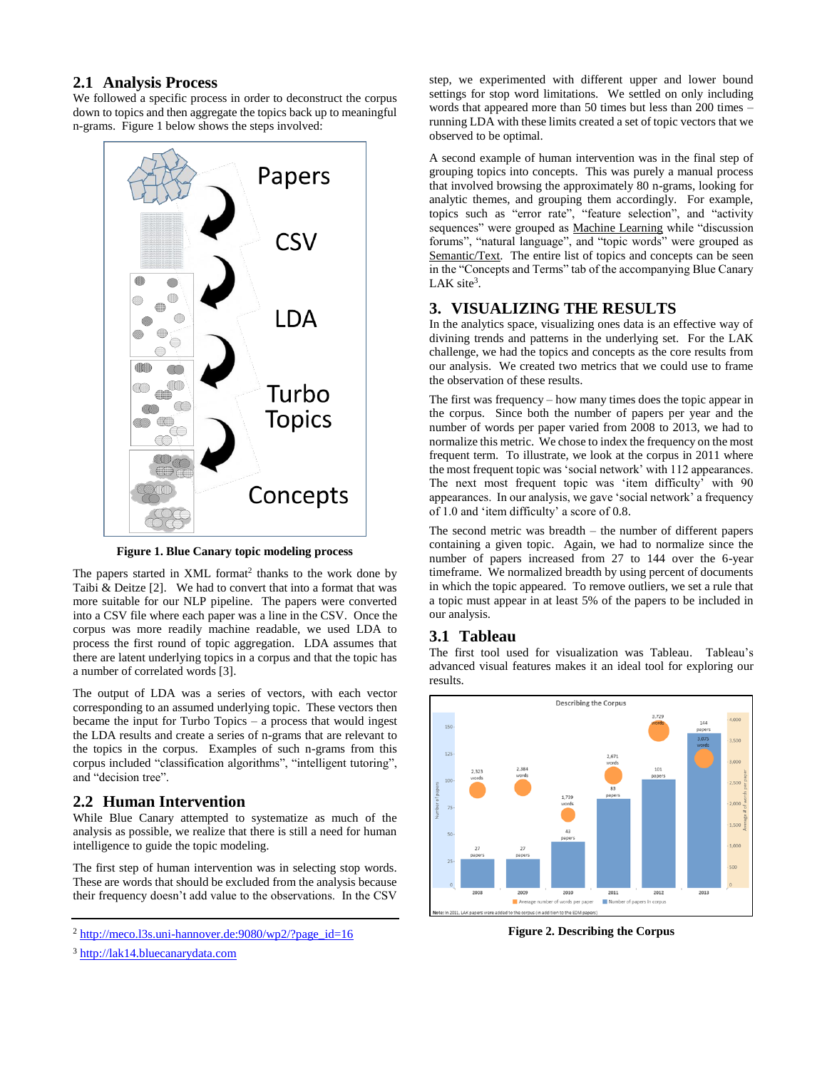## 2.1 Analysis Process

We followed a specific process in order to deconstruct the corpus down to topics and then aggregate the topics back up to meaningful n-grams. Figure 1 below shows the steps involved:

**Figure 1. Blue Canary topic modeling process**

The papers started in XML format[2] thanks to the work done by Taibi & Deitze [2]. We had to convert that into a format that was more suitable for our NLP pipeline. The papers were converted into a CSV file where each paper was a line in the CSV. Once the corpus was more readily machine readable, we used LDA to process the first round of topic aggregation. LDA assumes that there are latent underlying topics in a corpus and that the topic has a number of correlated words [3].

The output of LDA was a series of vectors, with each vector corresponding to an assumed underlying topic. These vectors then became the input for Turbo Topics – a process that would ingest the LDA results and create a series of n-grams that are relevant to the topics in the corpus. Examples of such n-grams from this corpus included "classification algorithms", "intelligent tutoring", and "decision tree".

## 2.2 Human Intervention

While Blue Canary attempted to systematize as much of the analysis as possible, we realize that there is still a need for human intelligence to guide the topic modeling.

The first step of human intervention was in selecting stop words. These are words that should be excluded from the analysis because their frequency doesn't add value to the observations. In the CSV step, we experimented with different upper and lower bound settings for stop word limitations. We settled on only including words that appeared more than 50 times but less than 200 times – running LDA with these limits created a set of topic vectors that we observed to be optimal.

A second example of human intervention was in the final step of grouping topics into concepts. This was purely a manual process that involved browsing the approximately 80 n-grams, looking for analytic themes, and grouping them accordingly. For example, topics such as "error rate", "feature selection", and "activity sequences" were grouped as Machine Learning while "discussion forums", "natural language", and "topic words" were grouped as Semantic/Text. The entire list of topics and concepts can be seen in the "Concepts and Terms" tab of the accompanying Blue Canary LAK site[3].

# 3. VISUALIZING THE RESULTS

In the analytics space, visualizing ones data is an effective way of divining trends and patterns in the underlying set. For the LAK challenge, we had the topics and concepts as the core results from our analysis. We created two metrics that we could use to frame the observation of these results.

The first was frequency – how many times does the topic appear in the corpus. Since both the number of papers per year and the number of words per paper varied from 2008 to 2013, we had to normalize this metric. We chose to index the frequency on the most frequent term. To illustrate, we look at the corpus in 2011 where the most frequent topic was 'social network' with 112 appearances. The next most frequent topic was 'item difficulty' with 90 appearances. In our analysis, we gave 'social network' a frequency of 1.0 and 'item difficulty' a score of 0.8.

The second metric was breadth – the number of different papers containing a given topic. Again, we had to normalize since the number of papers increased from 27 to 144 over the 6-year timeframe. We normalized breadth by using percent of documents in which the topic appeared. To remove outliers, we set a rule that a topic must appear in at least 5% of the papers to be included in our analysis.

## 3.1 Tableau

The first tool used for visualization was Tableau. Tableau's advanced visual features makes it an ideal tool for exploring our results.

**Figure 2. Describing the Corpus**

[2] http://meco.l3s.uni-hannover.de:9080/wp2/?page_id=16

[3] http://lak14.bluecanarydata.com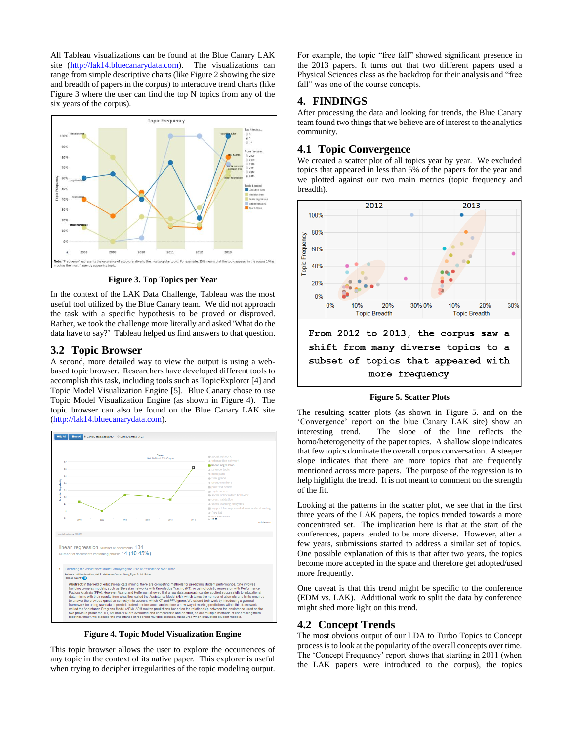All Tableau visualizations can be found at the Blue Canary LAK site (http://lak14.bluecanarydata.com). The visualizations can range from simple descriptive charts (like Figure 2 showing the size and breadth of papers in the corpus) to interactive trend charts (like Figure 3 where the user can find the top N topics from any of the six years of the corpus).

**Figure 3. Top Topics per Year**

In the context of the LAK Data Challenge, Tableau was the most useful tool utilized by the Blue Canary team. We did not approach the task with a specific hypothesis to be proved or disproved. Rather, we took the challenge more literally and asked 'What do the data have to say?' Tableau helped us find answers to that question.

## 3.2 Topic Browser

A second, more detailed way to view the output is using a web-based topic browser. Researchers have developed different tools to accomplish this task, including tools such as TopicExplorer [4] and Topic Model Visualization Engine [5]. Blue Canary chose to use Topic Model Visualization Engine (as shown in Figure 4). The topic browser can also be found on the Blue Canary LAK site (http://lak14.bluecanarydata.com).

**Figure 4. Topic Model Visualization Engine**

This topic browser allows the user to explore the occurrences of any topic in the context of its native paper. This explorer is useful when trying to decipher irregularities of the topic modeling output. For example, the topic "free fall" showed significant presence in the 2013 papers. It turns out that two different papers used a Physical Sciences class as the backdrop for their analysis and "free fall" was one of the course concepts.

# 4. FINDINGS

After processing the data and looking for trends, the Blue Canary team found two things that we believe are of interest to the analytics community.

## 4.1 Topic Convergence

We created a scatter plot of all topics year by year. We excluded topics that appeared in less than 5% of the papers for the year and we plotted against our two main metrics (topic frequency and breadth).

**Figure 5. Scatter Plots**

The resulting scatter plots (as shown in Figure 5. and on the 'Convergence' report on the blue Canary LAK site) show an interesting trend. The slope of the line reflects the homo/heterogeneity of the paper topics. A shallow slope indicates that few topics dominate the overall corpus conversation. A steeper slope indicates that there are more topics that are frequently mentioned across more papers. The purpose of the regression is to help highlight the trend. It is not meant to comment on the strength of the fit.

Looking at the patterns in the scatter plot, we see that in the first three years of the LAK papers, the topics trended towards a more concentrated set. The implication here is that at the start of the conferences, papers tended to be more diverse. However, after a few years, submissions started to address a similar set of topics. One possible explanation of this is that after two years, the topics become more accepted in the space and therefore get adopted/used more frequently.

One caveat is that this trend might be specific to the conference (EDM vs. LAK). Additional work to split the data by conference might shed more light on this trend.

## 4.2 Concept Trends

The most obvious output of our LDA to Turbo Topics to Concept process is to look at the popularity of the overall concepts over time. The 'Concept Frequency' report shows that starting in 2011 (when the LAK papers were introduced to the corpus), the topics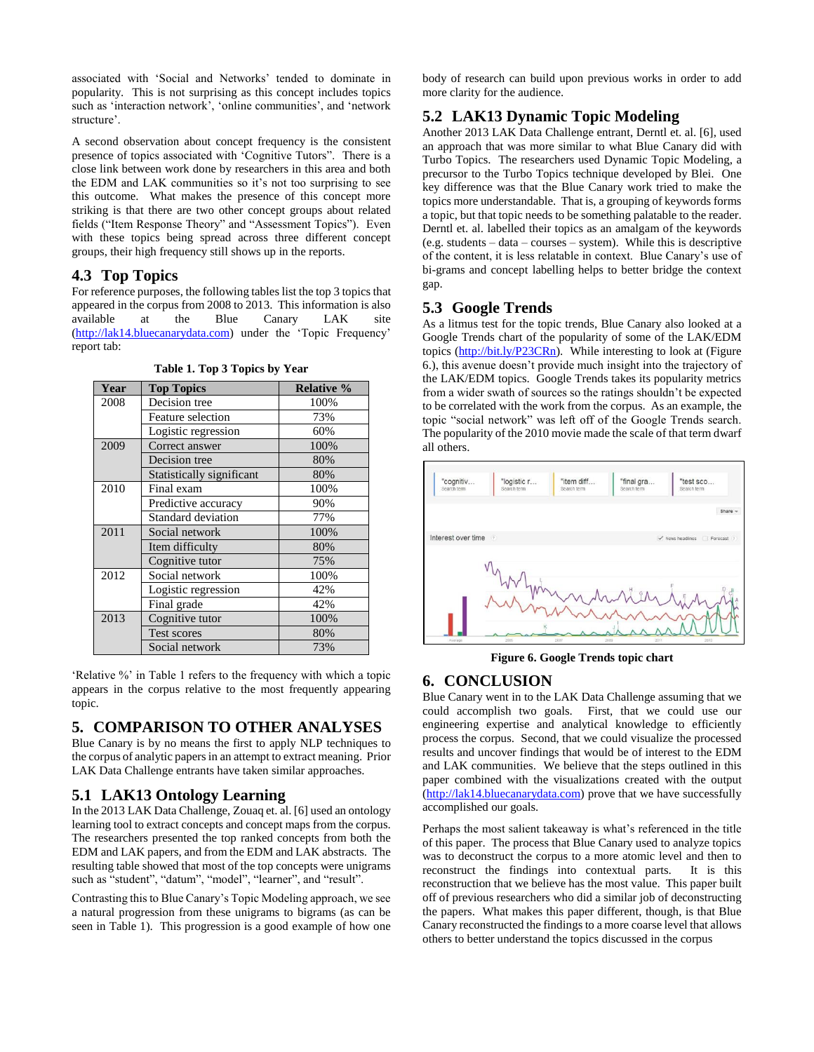associated with 'Social and Networks' tended to dominate in popularity. This is not surprising as this concept includes topics such as 'interaction network', 'online communities', and 'network structure'.

A second observation about concept frequency is the consistent presence of topics associated with 'Cognitive Tutors". There is a close link between work done by researchers in this area and both the EDM and LAK communities so it's not too surprising to see this outcome. What makes the presence of this concept more striking is that there are two other concept groups about related fields ("Item Response Theory" and "Assessment Topics"). Even with these topics being spread across three different concept groups, their high frequency still shows up in the reports.

## 4.3 Top Topics

For reference purposes, the following tables list the top 3 topics that appeared in the corpus from 2008 to 2013. This information is also available at the Blue Canary LAK site (http://lak14.bluecanarydata.com) under the 'Topic Frequency' report tab:

**Table 1. Top 3 Topics by Year**

| Year | Top Topics | Relative % |
|---|---|---|
| 2008 | Decision tree | 100% |
| | Feature selection | 73% |
| | Logistic regression | 60% |
| 2009 | Correct answer | 100% |
| | Decision tree | 80% |
| | Statistically significant | 80% |
| 2010 | Final exam | 100% |
| | Predictive accuracy | 90% |
| | Standard deviation | 77% |
| 2011 | Social network | 100% |
| | Item difficulty | 80% |
| | Cognitive tutor | 75% |
| 2012 | Social network | 100% |
| | Logistic regression | 42% |
| | Final grade | 42% |
| 2013 | Cognitive tutor | 100% |
| | Test scores | 80% |
| | Social network | 73% |

'Relative %' in Table 1 refers to the frequency with which a topic appears in the corpus relative to the most frequently appearing topic.

# 5. COMPARISON TO OTHER ANALYSES

Blue Canary is by no means the first to apply NLP techniques to the corpus of analytic papers in an attempt to extract meaning. Prior LAK Data Challenge entrants have taken similar approaches.

## 5.1 LAK13 Ontology Learning

In the 2013 LAK Data Challenge, Zouaq et. al. [6] used an ontology learning tool to extract concepts and concept maps from the corpus. The researchers presented the top ranked concepts from both the EDM and LAK papers, and from the EDM and LAK abstracts. The resulting table showed that most of the top concepts were unigrams such as "student", "datum", "model", "learner", and "result".

Contrasting this to Blue Canary's Topic Modeling approach, we see a natural progression from these unigrams to bigrams (as can be seen in Table 1). This progression is a good example of how one body of research can build upon previous works in order to add more clarity for the audience.

## 5.2 LAK13 Dynamic Topic Modeling

Another 2013 LAK Data Challenge entrant, Derntl et. al. [6], used an approach that was more similar to what Blue Canary did with Turbo Topics. The researchers used Dynamic Topic Modeling, a precursor to the Turbo Topics technique developed by Blei. One key difference was that the Blue Canary work tried to make the topics more understandable. That is, a grouping of keywords forms a topic, but that topic needs to be something palatable to the reader. Derntl et. al. labelled their topics as an amalgam of the keywords (e.g. students – data – courses – system). While this is descriptive of the content, it is less relatable in context. Blue Canary's use of bi-grams and concept labelling helps to better bridge the context gap.

## 5.3 Google Trends

As a litmus test for the topic trends, Blue Canary also looked at a Google Trends chart of the popularity of some of the LAK/EDM topics (http://bit.ly/P23CRn). While interesting to look at (Figure 6.), this avenue doesn't provide much insight into the trajectory of the LAK/EDM topics. Google Trends takes its popularity metrics from a wider swath of sources so the ratings shouldn't be expected to be correlated with the work from the corpus. As an example, the topic "social network" was left off of the Google Trends search. The popularity of the 2010 movie made the scale of that term dwarf all others.

**Figure 6. Google Trends topic chart**

# 6. CONCLUSION

Blue Canary went in to the LAK Data Challenge assuming that we could accomplish two goals. First, that we could use our engineering expertise and analytical knowledge to efficiently process the corpus. Second, that we could visualize the processed results and uncover findings that would be of interest to the EDM and LAK communities. We believe that the steps outlined in this paper combined with the visualizations created with the output (http://lak14.bluecanarydata.com) prove that we have successfully accomplished our goals.

Perhaps the most salient takeaway is what's referenced in the title of this paper. The process that Blue Canary used to analyze topics was to deconstruct the corpus to a more atomic level and then to reconstruct the findings into contextual parts. It is this reconstruction that we believe has the most value. This paper built off of previous researchers who did a similar job of deconstructing the papers. What makes this paper different, though, is that Blue Canary reconstructed the findings to a more coarse level that allows others to better understand the topics discussed in the corpus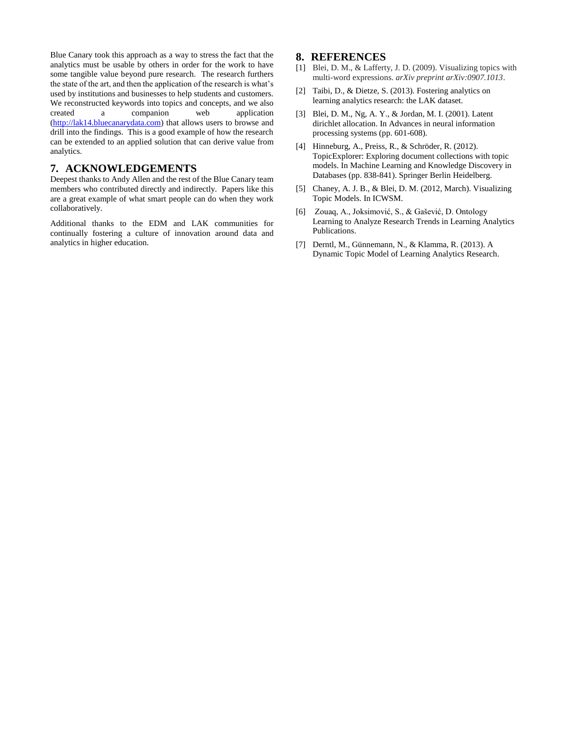Blue Canary took this approach as a way to stress the fact that the analytics must be usable by others in order for the work to have some tangible value beyond pure research. The research furthers the state of the art, and then the application of the research is what's used by institutions and businesses to help students and customers. We reconstructed keywords into topics and concepts, and we also created a companion web application (http://lak14.bluecanarydata.com) that allows users to browse and drill into the findings. This is a good example of how the research can be extended to an applied solution that can derive value from analytics.

## 7. ACKNOWLEDGEMENTS

Deepest thanks to Andy Allen and the rest of the Blue Canary team members who contributed directly and indirectly. Papers like this are a great example of what smart people can do when they work collaboratively.

Additional thanks to the EDM and LAK communities for continually fostering a culture of innovation around data and analytics in higher education.

## 8. REFERENCES

[1] Blei, D. M., & Lafferty, J. D. (2009). Visualizing topics with multi-word expressions. *arXiv preprint arXiv:0907.1013*.

[2] Taibi, D., & Dietze, S. (2013). Fostering analytics on learning analytics research: the LAK dataset.

[3] Blei, D. M., Ng, A. Y., & Jordan, M. I. (2001). Latent dirichlet allocation. In Advances in neural information processing systems (pp. 601-608).

[4] Hinneburg, A., Preiss, R., & Schröder, R. (2012). TopicExplorer: Exploring document collections with topic models. In Machine Learning and Knowledge Discovery in Databases (pp. 838-841). Springer Berlin Heidelberg.

[5] Chaney, A. J. B., & Blei, D. M. (2012, March). Visualizing Topic Models. In ICWSM.

[6] Zouaq, A., Joksimović, S., & Gašević, D. Ontology Learning to Analyze Research Trends in Learning Analytics Publications.

[7] Derntl, M., Günnemann, N., & Klamma, R. (2013). A Dynamic Topic Model of Learning Analytics Research.